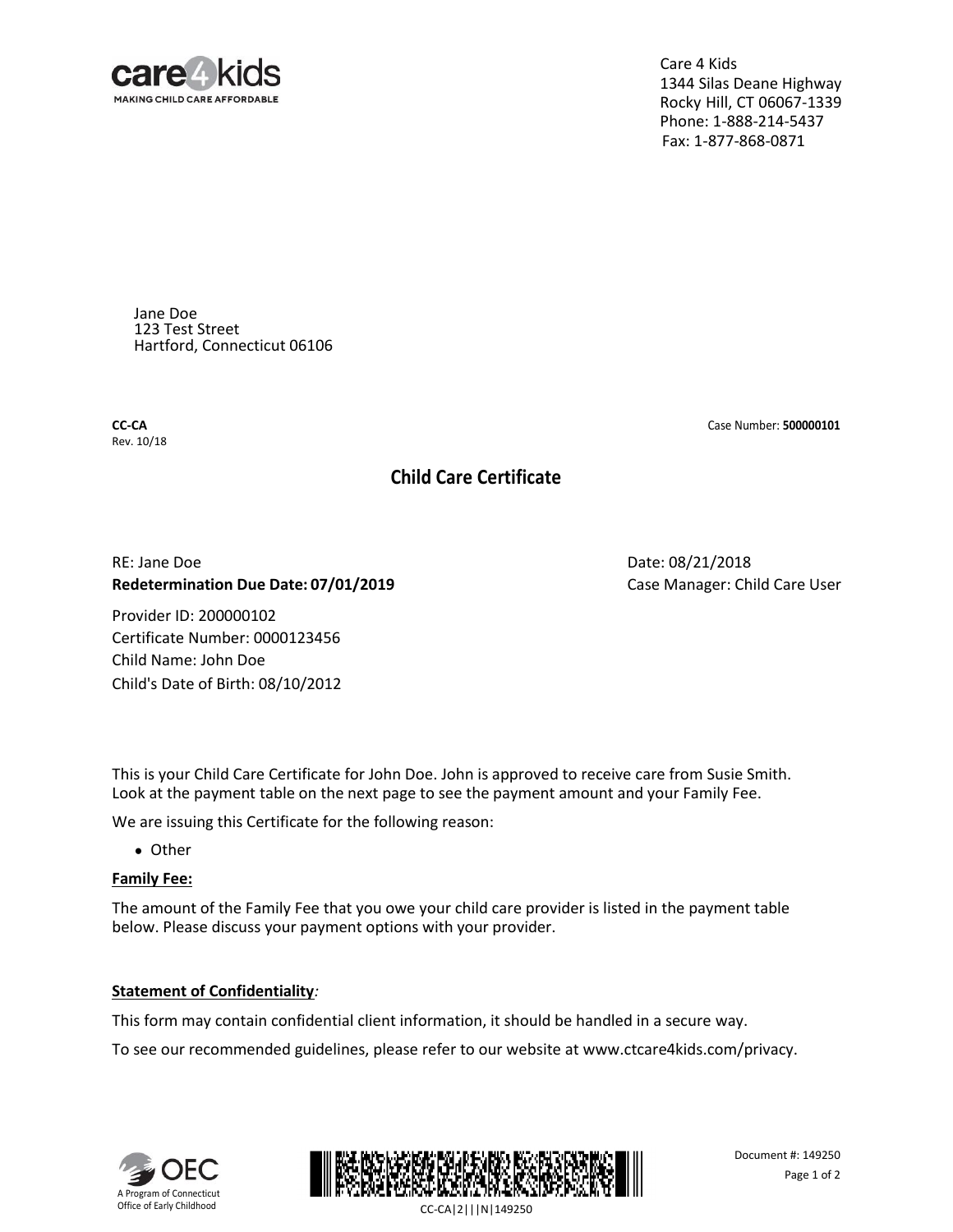Care 4 Kids
1344 Silas Deane Highway
Rocky Hill, CT 06067-1339
Phone: 1-888-214-5437
Fax: 1-877-868-0871

Jane Doe
123 Test Street
Hartford, Connecticut 06106

**CC-CA**
Rev. 10/18

Case Number: **500000101**

# Child Care Certificate

RE: Jane Doe
**Redetermination Due Date: 07/01/2019**

Date: 08/21/2018
Case Manager: Child Care User

Provider ID: 200000102
Certificate Number: 0000123456
Child Name: John Doe
Child's Date of Birth: 08/10/2012

This is your Child Care Certificate for John Doe. John is approved to receive care from Susie Smith. Look at the payment table on the next page to see the payment amount and your Family Fee.

We are issuing this Certificate for the following reason:

- Other

**Family Fee:**

The amount of the Family Fee that you owe your child care provider is listed in the payment table below. Please discuss your payment options with your provider.

**Statement of Confidentiality***:*

This form may contain confidential client information, it should be handled in a secure way.

To see our recommended guidelines, please refer to our website at www.ctcare4kids.com/privacy.

A Program of Connecticut Office of Early Childhood

CC-CA|2|||N|149250

Document #: 149250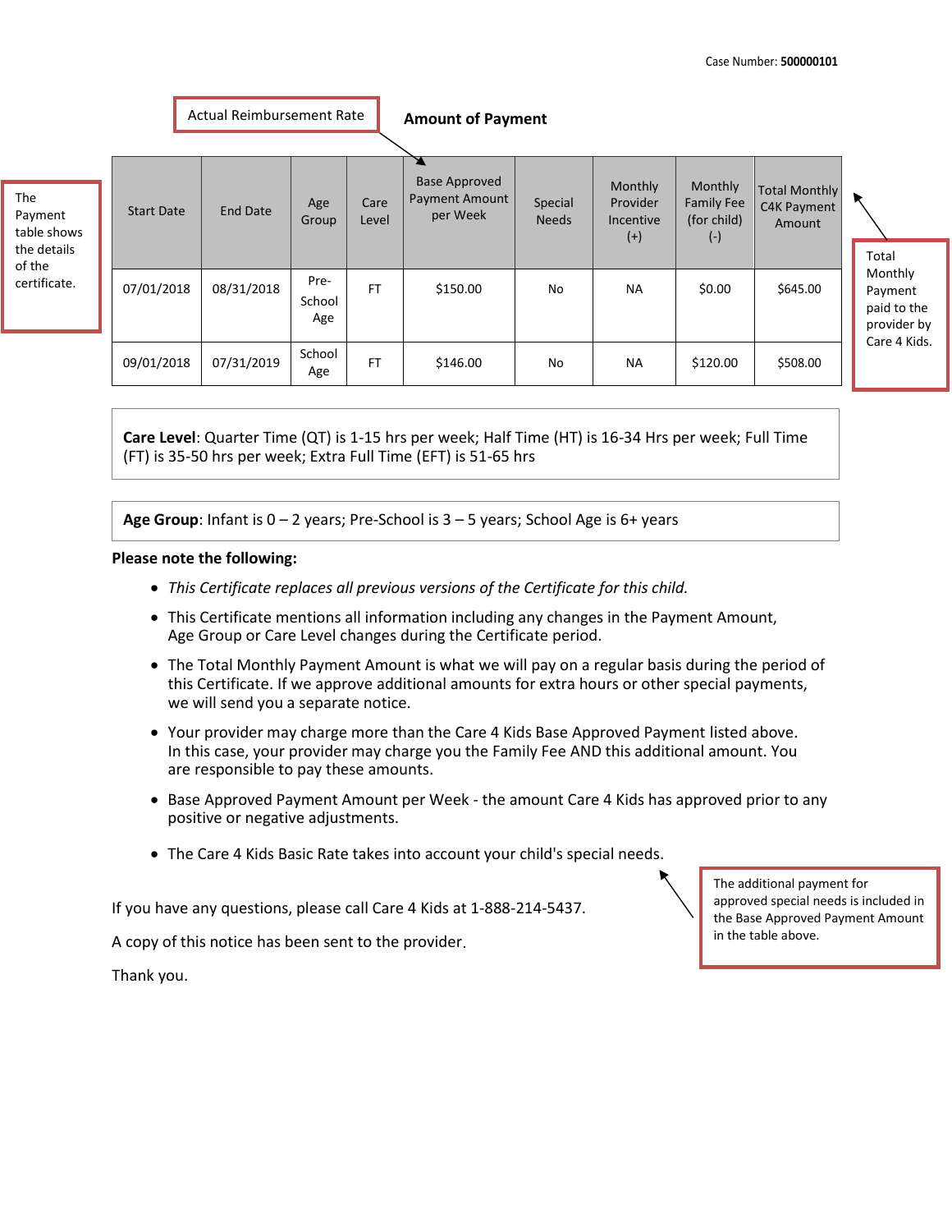Case Number: **500000101**

Actual Reimbursement Rate

**Amount of Payment**

The Payment table shows the details of the certificate.

| Start Date | End Date | Age Group | Care Level | Base Approved Payment Amount per Week | Special Needs | Monthly Provider Incentive (+) | Monthly Family Fee (for child) (-) | Total Monthly C4K Payment Amount |
|---|---|---|---|---|---|---|---|---|
| 07/01/2018 | 08/31/2018 | Pre-School Age | FT | $150.00 | No | NA | $0.00 | $645.00 |
| 09/01/2018 | 07/31/2019 | School Age | FT | $146.00 | No | NA | $120.00 | $508.00 |

Total Monthly Payment paid to the provider by Care 4 Kids.

**Care Level**: Quarter Time (QT) is 1-15 hrs per week; Half Time (HT) is 16-34 Hrs per week; Full Time (FT) is 35-50 hrs per week; Extra Full Time (EFT) is 51-65 hrs

**Age Group**: Infant is 0 – 2 years; Pre-School is 3 – 5 years; School Age is 6+ years

**Please note the following:**

- *This Certificate replaces all previous versions of the Certificate for this child.*
- This Certificate mentions all information including any changes in the Payment Amount, Age Group or Care Level changes during the Certificate period.
- The Total Monthly Payment Amount is what we will pay on a regular basis during the period of this Certificate. If we approve additional amounts for extra hours or other special payments, we will send you a separate notice.
- Your provider may charge more than the Care 4 Kids Base Approved Payment listed above. In this case, your provider may charge you the Family Fee AND this additional amount. You are responsible to pay these amounts.
- Base Approved Payment Amount per Week - the amount Care 4 Kids has approved prior to any positive or negative adjustments.
- The Care 4 Kids Basic Rate takes into account your child's special needs.

The additional payment for approved special needs is included in the Base Approved Payment Amount in the table above.

If you have any questions, please call Care 4 Kids at 1-888-214-5437.

A copy of this notice has been sent to the provider.

Thank you.